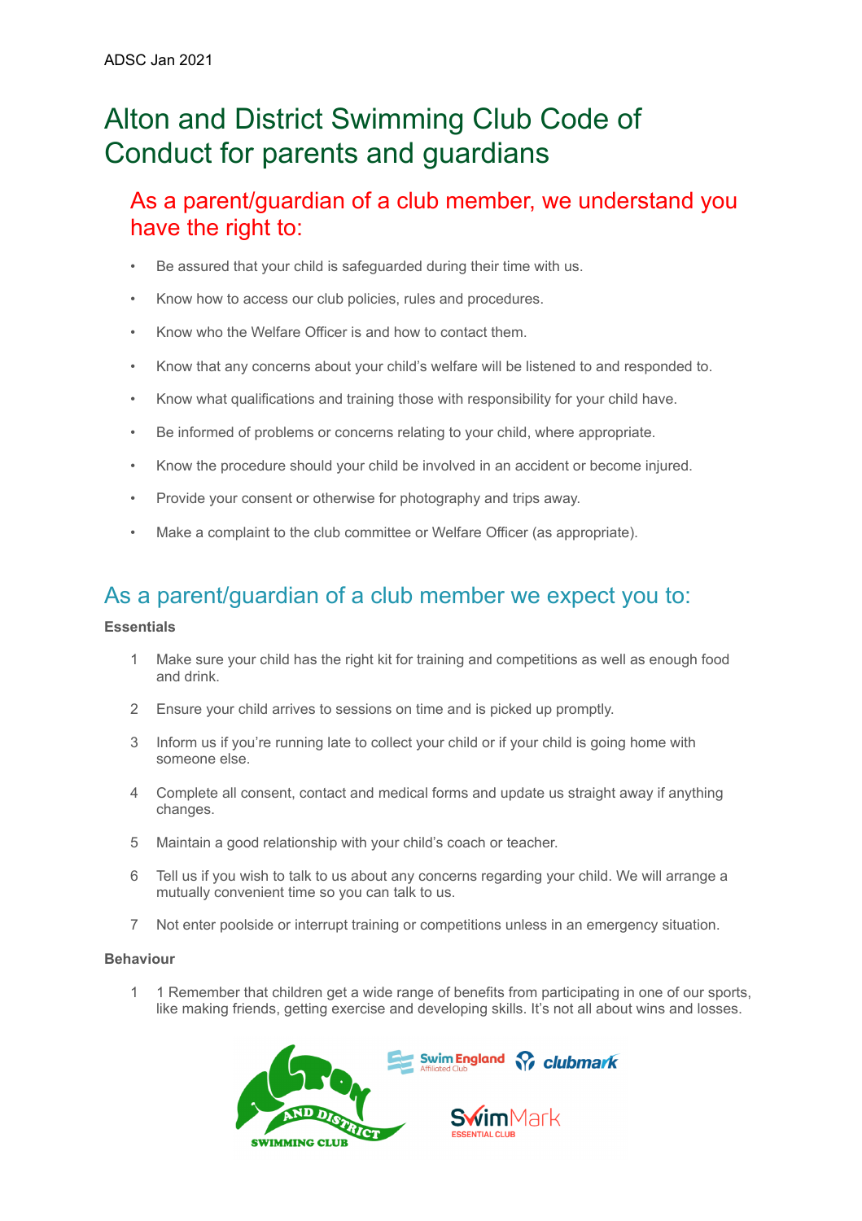ADSC Jan 2021

# Alton and District Swimming Club Code of Conduct for parents and guardians

## As a parent/guardian of a club member, we understand you have the right to:

- Be assured that your child is safeguarded during their time with us.
- Know how to access our club policies, rules and procedures.
- Know who the Welfare Officer is and how to contact them.
- Know that any concerns about your child's welfare will be listened to and responded to.
- Know what qualifications and training those with responsibility for your child have.
- Be informed of problems or concerns relating to your child, where appropriate.
- Know the procedure should your child be involved in an accident or become injured.
- Provide your consent or otherwise for photography and trips away.
- Make a complaint to the club committee or Welfare Officer (as appropriate).

## As a parent/guardian of a club member we expect you to:

**Essentials**

1. Make sure your child has the right kit for training and competitions as well as enough food and drink.
2. Ensure your child arrives to sessions on time and is picked up promptly.
3. Inform us if you're running late to collect your child or if your child is going home with someone else.
4. Complete all consent, contact and medical forms and update us straight away if anything changes.
5. Maintain a good relationship with your child's coach or teacher.
6. Tell us if you wish to talk to us about any concerns regarding your child. We will arrange a mutually convenient time so you can talk to us.
7. Not enter poolside or interrupt training or competitions unless in an emergency situation.

**Behaviour**

1. 1 Remember that children get a wide range of benefits from participating in one of our sports, like making friends, getting exercise and developing skills. It's not all about wins and losses.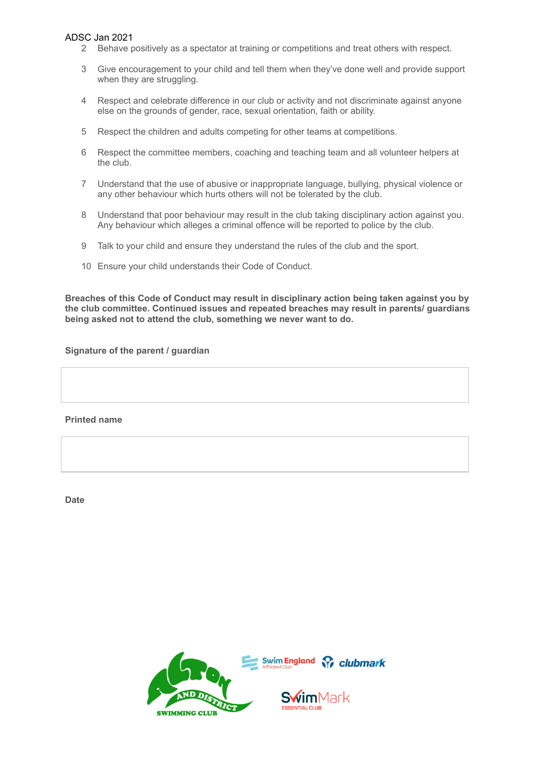2. Behave positively as a spectator at training or competitions and treat others with respect.
3. Give encouragement to your child and tell them when they've done well and provide support when they are struggling.
4. Respect and celebrate difference in our club or activity and not discriminate against anyone else on the grounds of gender, race, sexual orientation, faith or ability.
5. Respect the children and adults competing for other teams at competitions.
6. Respect the committee members, coaching and teaching team and all volunteer helpers at the club.
7. Understand that the use of abusive or inappropriate language, bullying, physical violence or any other behaviour which hurts others will not be tolerated by the club.
8. Understand that poor behaviour may result in the club taking disciplinary action against you. Any behaviour which alleges a criminal offence will be reported to police by the club.
9. Talk to your child and ensure they understand the rules of the club and the sport.
10. Ensure your child understands their Code of Conduct.

**Breaches of this Code of Conduct may result in disciplinary action being taken against you by the club committee. Continued issues and repeated breaches may result in parents/ guardians being asked not to attend the club, something we never want to do.**

**Signature of the parent / guardian**

**Printed name**

**Date**